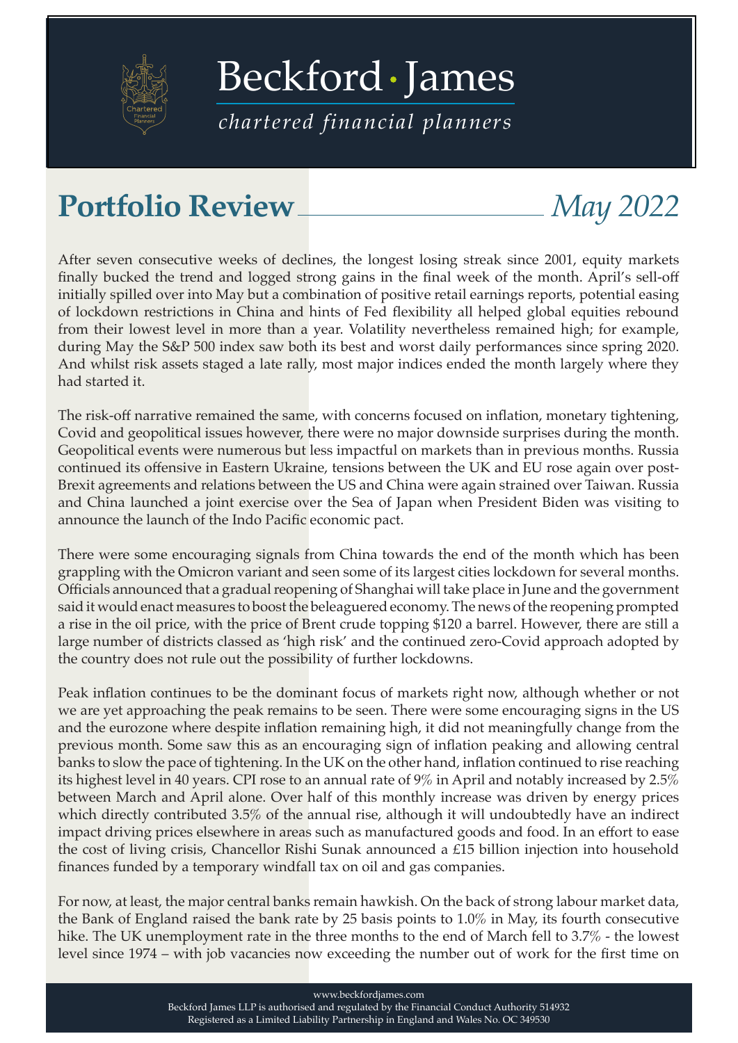# Beckford · James

*chartered financial planners*

## Portfolio Review *May 2022*

After seven consecutive weeks of declines, the longest losing streak since 2001, equity markets finally bucked the trend and logged strong gains in the final week of the month. April's sell-off initially spilled over into May but a combination of positive retail earnings reports, potential easing of lockdown restrictions in China and hints of Fed flexibility all helped global equities rebound from their lowest level in more than a year. Volatility nevertheless remained high; for example, during May the S&P 500 index saw both its best and worst daily performances since spring 2020. And whilst risk assets staged a late rally, most major indices ended the month largely where they had started it.

The risk-off narrative remained the same, with concerns focused on inflation, monetary tightening, Covid and geopolitical issues however, there were no major downside surprises during the month. Geopolitical events were numerous but less impactful on markets than in previous months. Russia continued its offensive in Eastern Ukraine, tensions between the UK and EU rose again over post-Brexit agreements and relations between the US and China were again strained over Taiwan. Russia and China launched a joint exercise over the Sea of Japan when President Biden was visiting to announce the launch of the Indo Pacific economic pact.

There were some encouraging signals from China towards the end of the month which has been grappling with the Omicron variant and seen some of its largest cities lockdown for several months. Officials announced that a gradual reopening of Shanghai will take place in June and the government said it would enact measures to boost the beleaguered economy. The news of the reopening prompted a rise in the oil price, with the price of Brent crude topping $120 a barrel. However, there are still a large number of districts classed as 'high risk' and the continued zero-Covid approach adopted by the country does not rule out the possibility of further lockdowns.

Peak inflation continues to be the dominant focus of markets right now, although whether or not we are yet approaching the peak remains to be seen. There were some encouraging signs in the US and the eurozone where despite inflation remaining high, it did not meaningfully change from the previous month. Some saw this as an encouraging sign of inflation peaking and allowing central banks to slow the pace of tightening. In the UK on the other hand, inflation continued to rise reaching its highest level in 40 years. CPI rose to an annual rate of 9% in April and notably increased by 2.5% between March and April alone. Over half of this monthly increase was driven by energy prices which directly contributed 3.5% of the annual rise, although it will undoubtedly have an indirect impact driving prices elsewhere in areas such as manufactured goods and food. In an effort to ease the cost of living crisis, Chancellor Rishi Sunak announced a £15 billion injection into household finances funded by a temporary windfall tax on oil and gas companies.

For now, at least, the major central banks remain hawkish. On the back of strong labour market data, the Bank of England raised the bank rate by 25 basis points to 1.0% in May, its fourth consecutive hike. The UK unemployment rate in the three months to the end of March fell to 3.7% - the lowest level since 1974 – with job vacancies now exceeding the number out of work for the first time on

www.beckfordjames.com
Beckford James LLP is authorised and regulated by the Financial Conduct Authority 514932
Registered as a Limited Liability Partnership in England and Wales No. OC 349530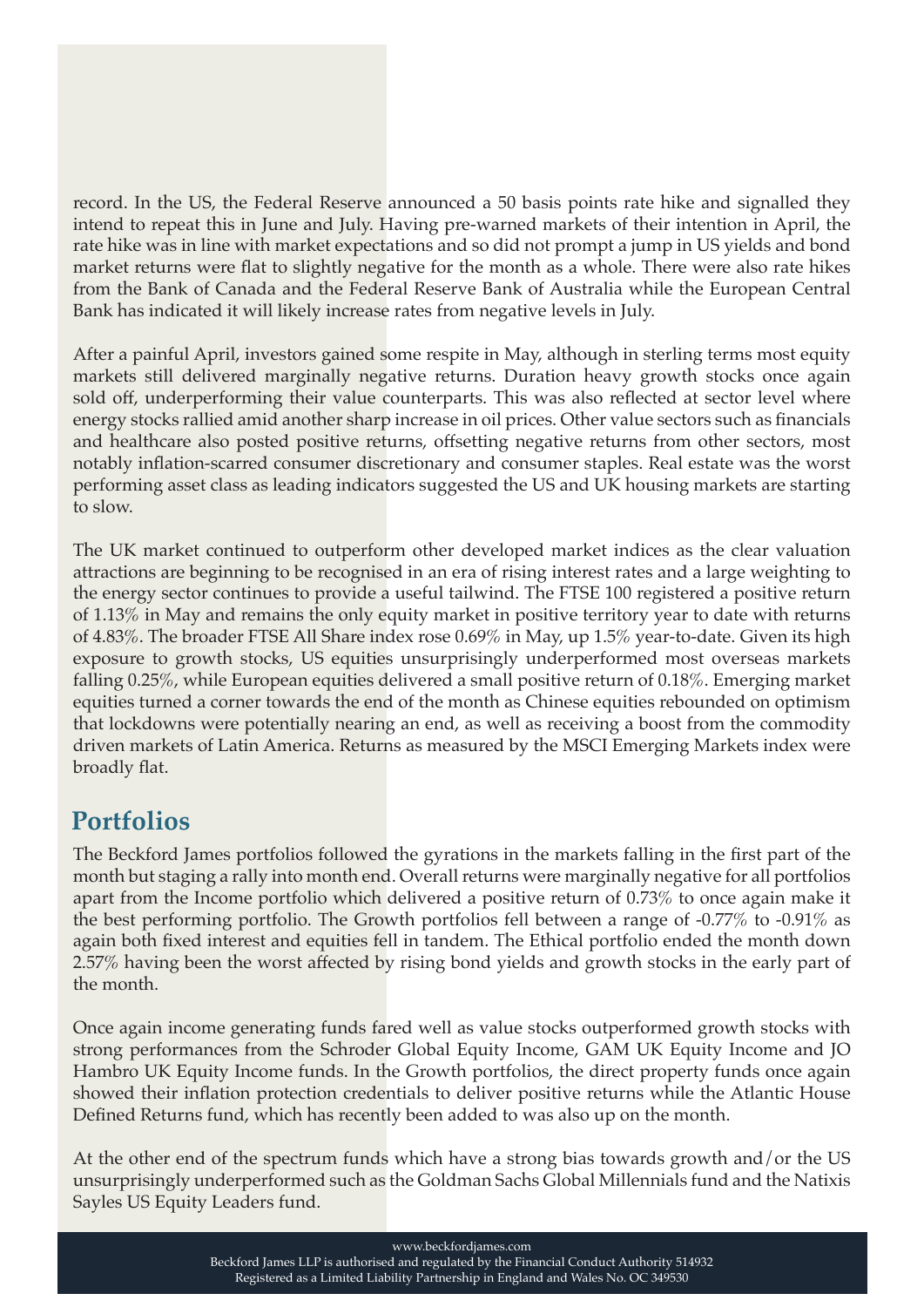record. In the US, the Federal Reserve announced a 50 basis points rate hike and signalled they intend to repeat this in June and July. Having pre-warned markets of their intention in April, the rate hike was in line with market expectations and so did not prompt a jump in US yields and bond market returns were flat to slightly negative for the month as a whole. There were also rate hikes from the Bank of Canada and the Federal Reserve Bank of Australia while the European Central Bank has indicated it will likely increase rates from negative levels in July.

After a painful April, investors gained some respite in May, although in sterling terms most equity markets still delivered marginally negative returns. Duration heavy growth stocks once again sold off, underperforming their value counterparts. This was also reflected at sector level where energy stocks rallied amid another sharp increase in oil prices. Other value sectors such as financials and healthcare also posted positive returns, offsetting negative returns from other sectors, most notably inflation-scarred consumer discretionary and consumer staples. Real estate was the worst performing asset class as leading indicators suggested the US and UK housing markets are starting to slow.

The UK market continued to outperform other developed market indices as the clear valuation attractions are beginning to be recognised in an era of rising interest rates and a large weighting to the energy sector continues to provide a useful tailwind. The FTSE 100 registered a positive return of 1.13% in May and remains the only equity market in positive territory year to date with returns of 4.83%. The broader FTSE All Share index rose 0.69% in May, up 1.5% year-to-date. Given its high exposure to growth stocks, US equities unsurprisingly underperformed most overseas markets falling 0.25%, while European equities delivered a small positive return of 0.18%. Emerging market equities turned a corner towards the end of the month as Chinese equities rebounded on optimism that lockdowns were potentially nearing an end, as well as receiving a boost from the commodity driven markets of Latin America. Returns as measured by the MSCI Emerging Markets index were broadly flat.

## Portfolios

The Beckford James portfolios followed the gyrations in the markets falling in the first part of the month but staging a rally into month end. Overall returns were marginally negative for all portfolios apart from the Income portfolio which delivered a positive return of 0.73% to once again make it the best performing portfolio. The Growth portfolios fell between a range of -0.77% to -0.91% as again both fixed interest and equities fell in tandem. The Ethical portfolio ended the month down 2.57% having been the worst affected by rising bond yields and growth stocks in the early part of the month.

Once again income generating funds fared well as value stocks outperformed growth stocks with strong performances from the Schroder Global Equity Income, GAM UK Equity Income and JO Hambro UK Equity Income funds. In the Growth portfolios, the direct property funds once again showed their inflation protection credentials to deliver positive returns while the Atlantic House Defined Returns fund, which has recently been added to was also up on the month.

At the other end of the spectrum funds which have a strong bias towards growth and/or the US unsurprisingly underperformed such as the Goldman Sachs Global Millennials fund and the Natixis Sayles US Equity Leaders fund.

www.beckfordjames.com
Beckford James LLP is authorised and regulated by the Financial Conduct Authority 514932
Registered as a Limited Liability Partnership in England and Wales No. OC 349530